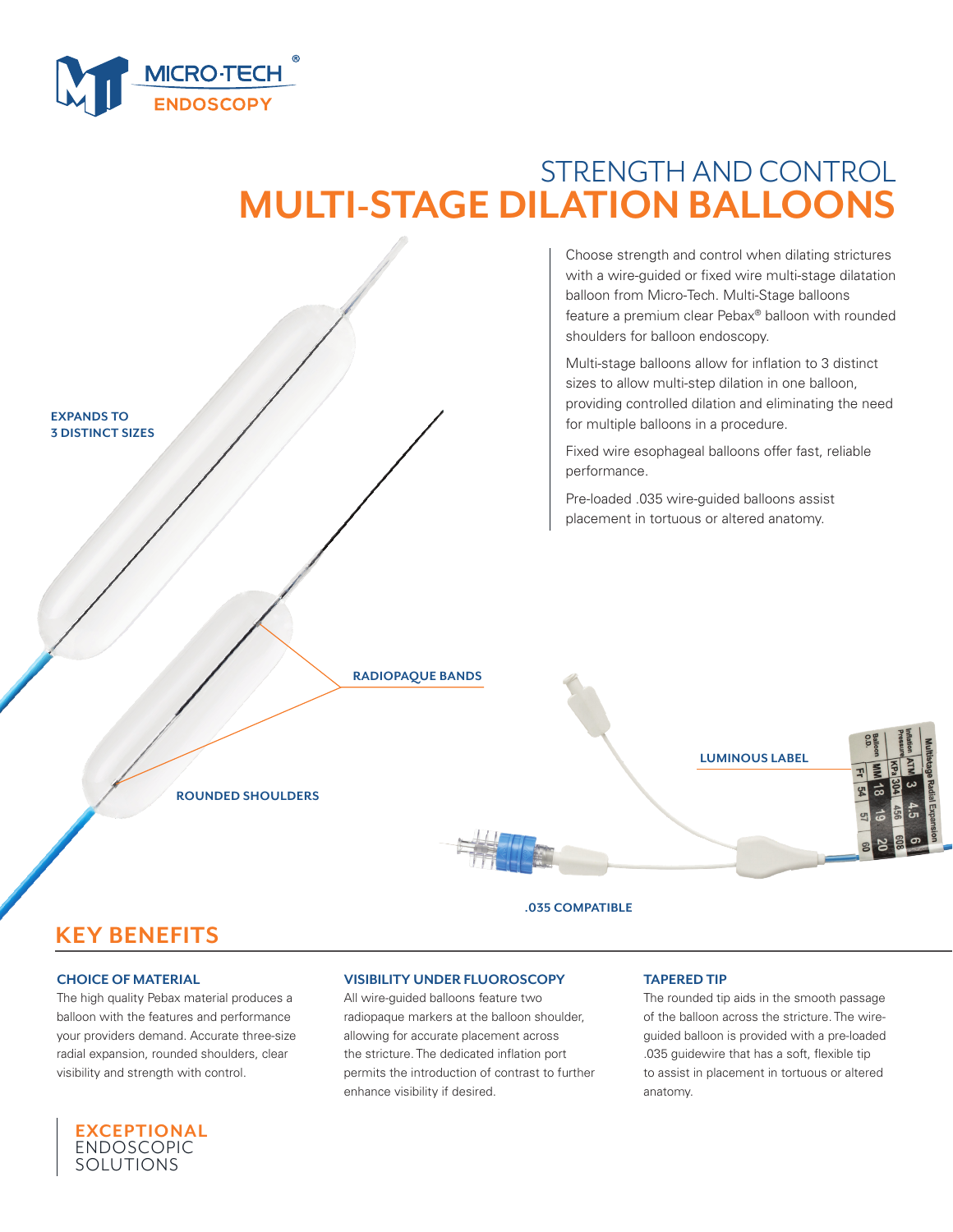# STRENGTH AND CONTROL
# MULTI-STAGE DILATION BALLOONS

Choose strength and control when dilating strictures with a wire-guided or fixed wire multi-stage dilatation balloon from Micro-Tech. Multi-Stage balloons feature a premium clear Pebax® balloon with rounded shoulders for balloon endoscopy.

Multi-stage balloons allow for inflation to 3 distinct sizes to allow multi-step dilation in one balloon, providing controlled dilation and eliminating the need for multiple balloons in a procedure.

Fixed wire esophageal balloons offer fast, reliable performance.

Pre-loaded .035 wire-guided balloons assist placement in tortuous or altered anatomy.

**EXPANDS TO 3 DISTINCT SIZES**

**RADIOPAQUE BANDS**

**ROUNDED SHOULDERS**

**LUMINOUS LABEL**

**.035 COMPATIBLE**

## KEY BENEFITS

### CHOICE OF MATERIAL

The high quality Pebax material produces a balloon with the features and performance your providers demand. Accurate three-size radial expansion, rounded shoulders, clear visibility and strength with control.

### VISIBILITY UNDER FLUOROSCOPY

All wire-guided balloons feature two radiopaque markers at the balloon shoulder, allowing for accurate placement across the stricture. The dedicated inflation port permits the introduction of contrast to further enhance visibility if desired.

### TAPERED TIP

The rounded tip aids in the smooth passage of the balloon across the stricture. The wire-guided balloon is provided with a pre-loaded .035 guidewire that has a soft, flexible tip to assist in placement in tortuous or altered anatomy.

**EXCEPTIONAL** ENDOSCOPIC SOLUTIONS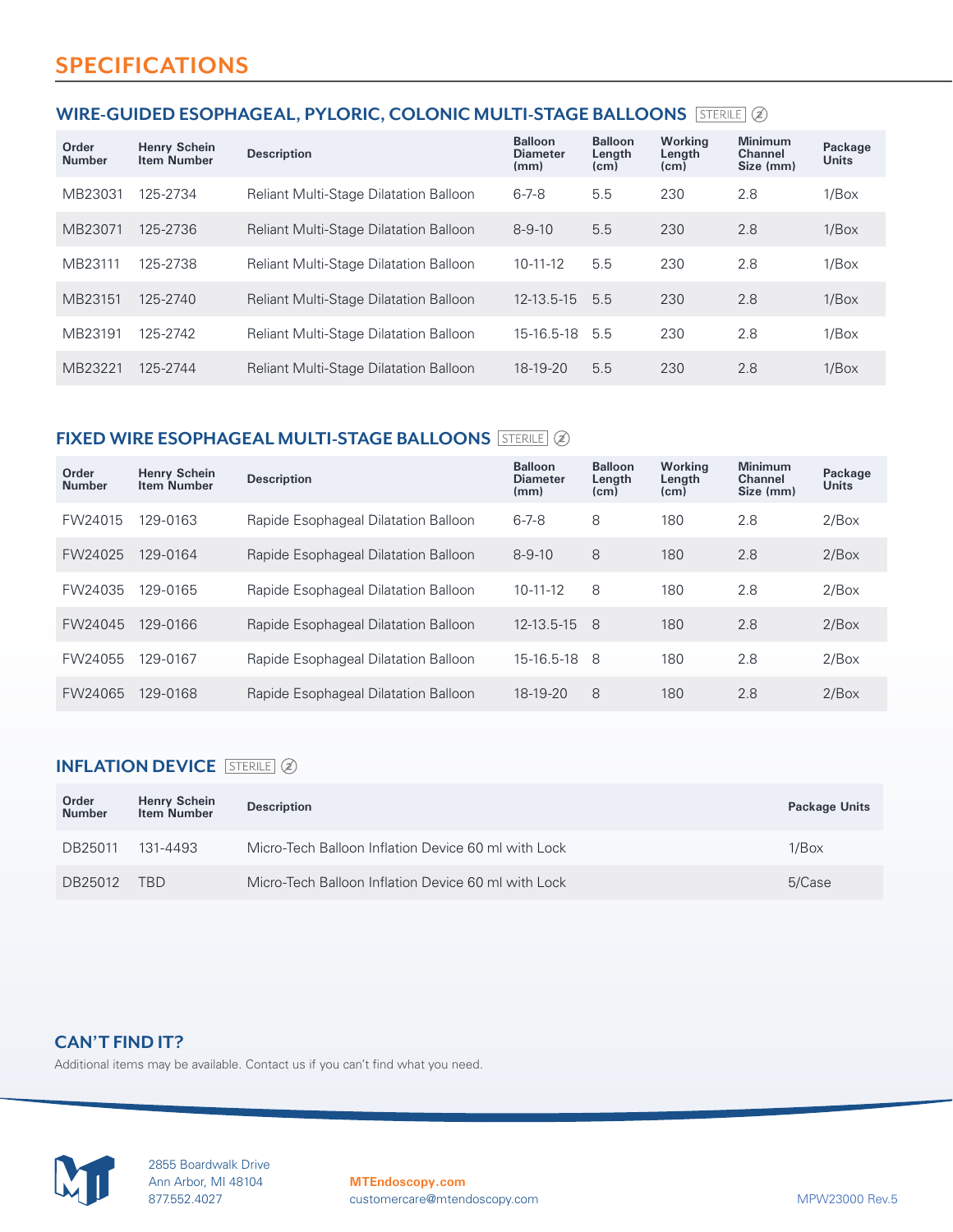# SPECIFICATIONS

## WIRE-GUIDED ESOPHAGEAL, PYLORIC, COLONIC MULTI-STAGE BALLOONS STERILE

| Order Number | Henry Schein Item Number | Description | Balloon Diameter (mm) | Balloon Length (cm) | Working Length (cm) | Minimum Channel Size (mm) | Package Units |
|---|---|---|---|---|---|---|---|
| MB23031 | 125-2734 | Reliant Multi-Stage Dilatation Balloon | 6-7-8 | 5.5 | 230 | 2.8 | 1/Box |
| MB23071 | 125-2736 | Reliant Multi-Stage Dilatation Balloon | 8-9-10 | 5.5 | 230 | 2.8 | 1/Box |
| MB23111 | 125-2738 | Reliant Multi-Stage Dilatation Balloon | 10-11-12 | 5.5 | 230 | 2.8 | 1/Box |
| MB23151 | 125-2740 | Reliant Multi-Stage Dilatation Balloon | 12-13.5-15 | 5.5 | 230 | 2.8 | 1/Box |
| MB23191 | 125-2742 | Reliant Multi-Stage Dilatation Balloon | 15-16.5-18 | 5.5 | 230 | 2.8 | 1/Box |
| MB23221 | 125-2744 | Reliant Multi-Stage Dilatation Balloon | 18-19-20 | 5.5 | 230 | 2.8 | 1/Box |

## FIXED WIRE ESOPHAGEAL MULTI-STAGE BALLOONS STERILE

| Order Number | Henry Schein Item Number | Description | Balloon Diameter (mm) | Balloon Length (cm) | Working Length (cm) | Minimum Channel Size (mm) | Package Units |
|---|---|---|---|---|---|---|---|
| FW24015 | 129-0163 | Rapide Esophageal Dilatation Balloon | 6-7-8 | 8 | 180 | 2.8 | 2/Box |
| FW24025 | 129-0164 | Rapide Esophageal Dilatation Balloon | 8-9-10 | 8 | 180 | 2.8 | 2/Box |
| FW24035 | 129-0165 | Rapide Esophageal Dilatation Balloon | 10-11-12 | 8 | 180 | 2.8 | 2/Box |
| FW24045 | 129-0166 | Rapide Esophageal Dilatation Balloon | 12-13.5-15 | 8 | 180 | 2.8 | 2/Box |
| FW24055 | 129-0167 | Rapide Esophageal Dilatation Balloon | 15-16.5-18 | 8 | 180 | 2.8 | 2/Box |
| FW24065 | 129-0168 | Rapide Esophageal Dilatation Balloon | 18-19-20 | 8 | 180 | 2.8 | 2/Box |

## INFLATION DEVICE STERILE

| Order Number | Henry Schein Item Number | Description | Package Units |
|---|---|---|---|
| DB25011 | 131-4493 | Micro-Tech Balloon Inflation Device 60 ml with Lock | 1/Box |
| DB25012 | TBD | Micro-Tech Balloon Inflation Device 60 ml with Lock | 5/Case |

## CAN'T FIND IT?

Additional items may be available. Contact us if you can't find what you need.

2855 Boardwalk Drive
Ann Arbor, MI 48104
877.552.4027

**MTEndoscopy.com**
customercare@mtendoscopy.com

MPW23000 Rev.5